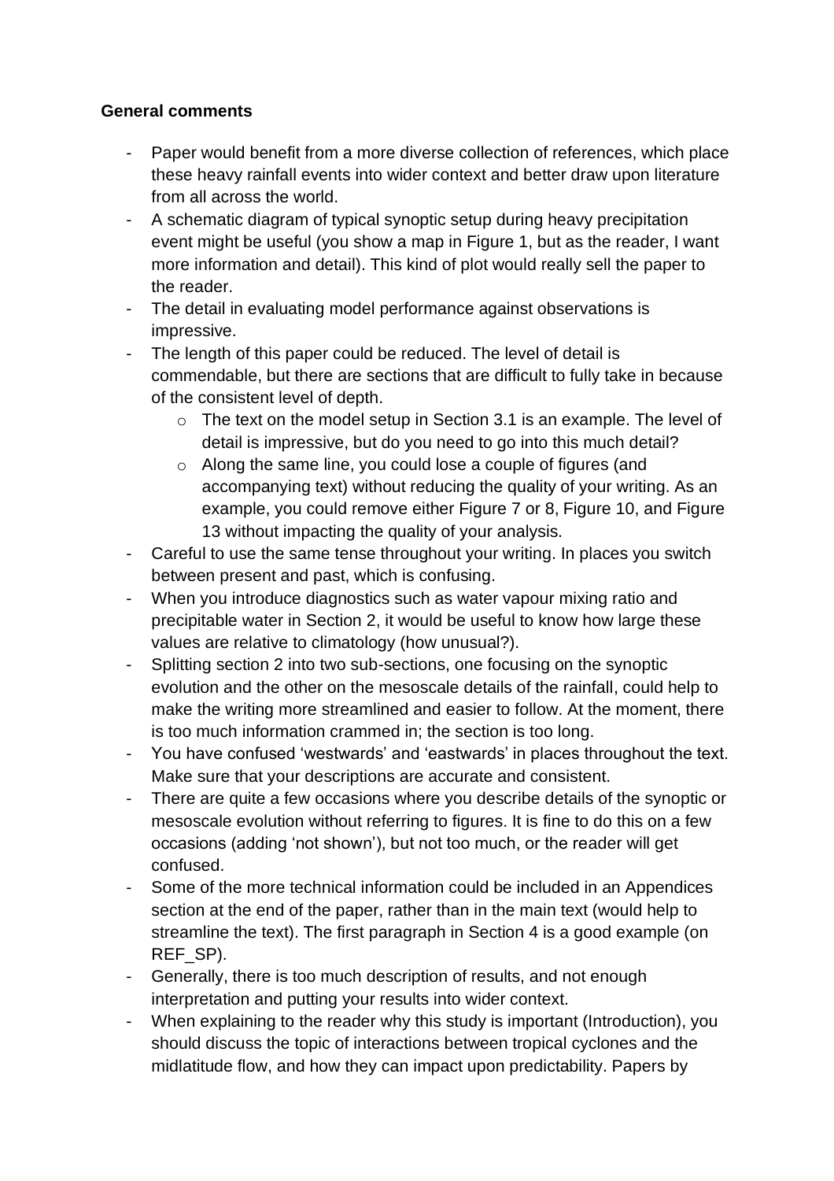**General comments**

- Paper would benefit from a more diverse collection of references, which place these heavy rainfall events into wider context and better draw upon literature from all across the world.
- A schematic diagram of typical synoptic setup during heavy precipitation event might be useful (you show a map in Figure 1, but as the reader, I want more information and detail). This kind of plot would really sell the paper to the reader.
- The detail in evaluating model performance against observations is impressive.
- The length of this paper could be reduced. The level of detail is commendable, but there are sections that are difficult to fully take in because of the consistent level of depth.
    - The text on the model setup in Section 3.1 is an example. The level of detail is impressive, but do you need to go into this much detail?
    - Along the same line, you could lose a couple of figures (and accompanying text) without reducing the quality of your writing. As an example, you could remove either Figure 7 or 8, Figure 10, and Figure 13 without impacting the quality of your analysis.
- Careful to use the same tense throughout your writing. In places you switch between present and past, which is confusing.
- When you introduce diagnostics such as water vapour mixing ratio and precipitable water in Section 2, it would be useful to know how large these values are relative to climatology (how unusual?).
- Splitting section 2 into two sub-sections, one focusing on the synoptic evolution and the other on the mesoscale details of the rainfall, could help to make the writing more streamlined and easier to follow. At the moment, there is too much information crammed in; the section is too long.
- You have confused 'westwards' and 'eastwards' in places throughout the text. Make sure that your descriptions are accurate and consistent.
- There are quite a few occasions where you describe details of the synoptic or mesoscale evolution without referring to figures. It is fine to do this on a few occasions (adding 'not shown'), but not too much, or the reader will get confused.
- Some of the more technical information could be included in an Appendices section at the end of the paper, rather than in the main text (would help to streamline the text). The first paragraph in Section 4 is a good example (on REF_SP).
- Generally, there is too much description of results, and not enough interpretation and putting your results into wider context.
- When explaining to the reader why this study is important (Introduction), you should discuss the topic of interactions between tropical cyclones and the midlatitude flow, and how they can impact upon predictability. Papers by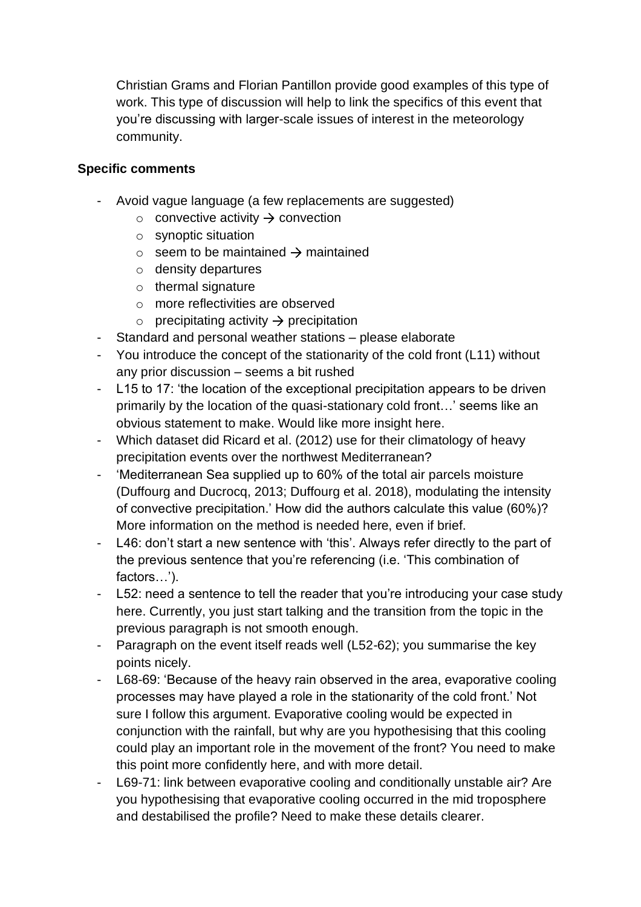Christian Grams and Florian Pantillon provide good examples of this type of work. This type of discussion will help to link the specifics of this event that you're discussing with larger-scale issues of interest in the meteorology community.

**Specific comments**

- Avoid vague language (a few replacements are suggested)
    - convective activity → convection
    - synoptic situation
    - seem to be maintained → maintained
    - density departures
    - thermal signature
    - more reflectivities are observed
    - precipitating activity → precipitation
- Standard and personal weather stations – please elaborate
- You introduce the concept of the stationarity of the cold front (L11) without any prior discussion – seems a bit rushed
- L15 to 17: 'the location of the exceptional precipitation appears to be driven primarily by the location of the quasi-stationary cold front…' seems like an obvious statement to make. Would like more insight here.
- Which dataset did Ricard et al. (2012) use for their climatology of heavy precipitation events over the northwest Mediterranean?
- 'Mediterranean Sea supplied up to 60% of the total air parcels moisture (Duffourg and Ducrocq, 2013; Duffourg et al. 2018), modulating the intensity of convective precipitation.' How did the authors calculate this value (60%)? More information on the method is needed here, even if brief.
- L46: don't start a new sentence with 'this'. Always refer directly to the part of the previous sentence that you're referencing (i.e. 'This combination of factors…').
- L52: need a sentence to tell the reader that you're introducing your case study here. Currently, you just start talking and the transition from the topic in the previous paragraph is not smooth enough.
- Paragraph on the event itself reads well (L52-62); you summarise the key points nicely.
- L68-69: 'Because of the heavy rain observed in the area, evaporative cooling processes may have played a role in the stationarity of the cold front.' Not sure I follow this argument. Evaporative cooling would be expected in conjunction with the rainfall, but why are you hypothesising that this cooling could play an important role in the movement of the front? You need to make this point more confidently here, and with more detail.
- L69-71: link between evaporative cooling and conditionally unstable air? Are you hypothesising that evaporative cooling occurred in the mid troposphere and destabilised the profile? Need to make these details clearer.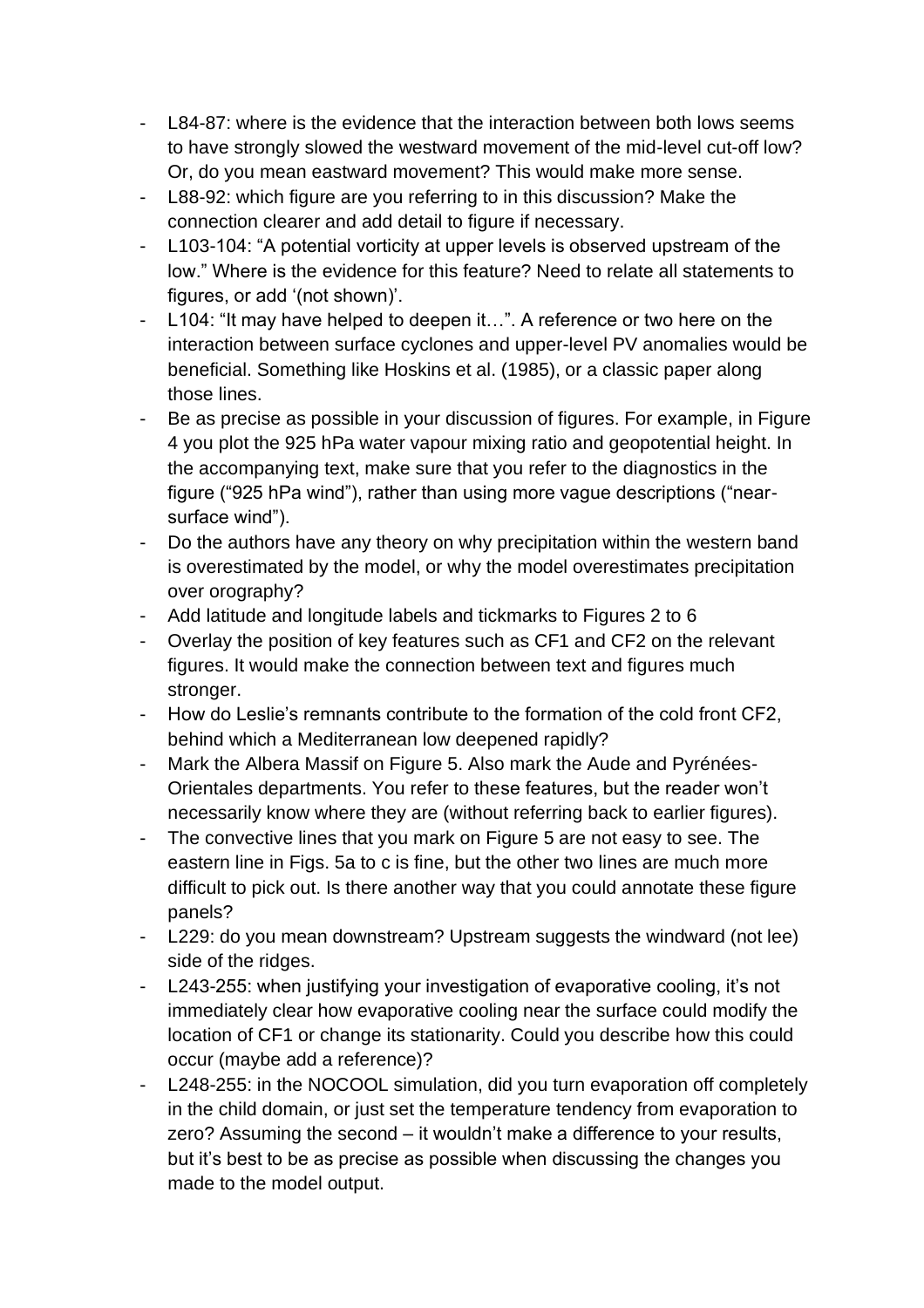- L84-87: where is the evidence that the interaction between both lows seems to have strongly slowed the westward movement of the mid-level cut-off low? Or, do you mean eastward movement? This would make more sense.
- L88-92: which figure are you referring to in this discussion? Make the connection clearer and add detail to figure if necessary.
- L103-104: "A potential vorticity at upper levels is observed upstream of the low." Where is the evidence for this feature? Need to relate all statements to figures, or add '(not shown)'.
- L104: "It may have helped to deepen it…". A reference or two here on the interaction between surface cyclones and upper-level PV anomalies would be beneficial. Something like Hoskins et al. (1985), or a classic paper along those lines.
- Be as precise as possible in your discussion of figures. For example, in Figure 4 you plot the 925 hPa water vapour mixing ratio and geopotential height. In the accompanying text, make sure that you refer to the diagnostics in the figure ("925 hPa wind"), rather than using more vague descriptions ("near-surface wind").
- Do the authors have any theory on why precipitation within the western band is overestimated by the model, or why the model overestimates precipitation over orography?
- Add latitude and longitude labels and tickmarks to Figures 2 to 6
- Overlay the position of key features such as CF1 and CF2 on the relevant figures. It would make the connection between text and figures much stronger.
- How do Leslie's remnants contribute to the formation of the cold front CF2, behind which a Mediterranean low deepened rapidly?
- Mark the Albera Massif on Figure 5. Also mark the Aude and Pyrénées-Orientales departments. You refer to these features, but the reader won't necessarily know where they are (without referring back to earlier figures).
- The convective lines that you mark on Figure 5 are not easy to see. The eastern line in Figs. 5a to c is fine, but the other two lines are much more difficult to pick out. Is there another way that you could annotate these figure panels?
- L229: do you mean downstream? Upstream suggests the windward (not lee) side of the ridges.
- L243-255: when justifying your investigation of evaporative cooling, it's not immediately clear how evaporative cooling near the surface could modify the location of CF1 or change its stationarity. Could you describe how this could occur (maybe add a reference)?
- L248-255: in the NOCOOL simulation, did you turn evaporation off completely in the child domain, or just set the temperature tendency from evaporation to zero? Assuming the second – it wouldn't make a difference to your results, but it's best to be as precise as possible when discussing the changes you made to the model output.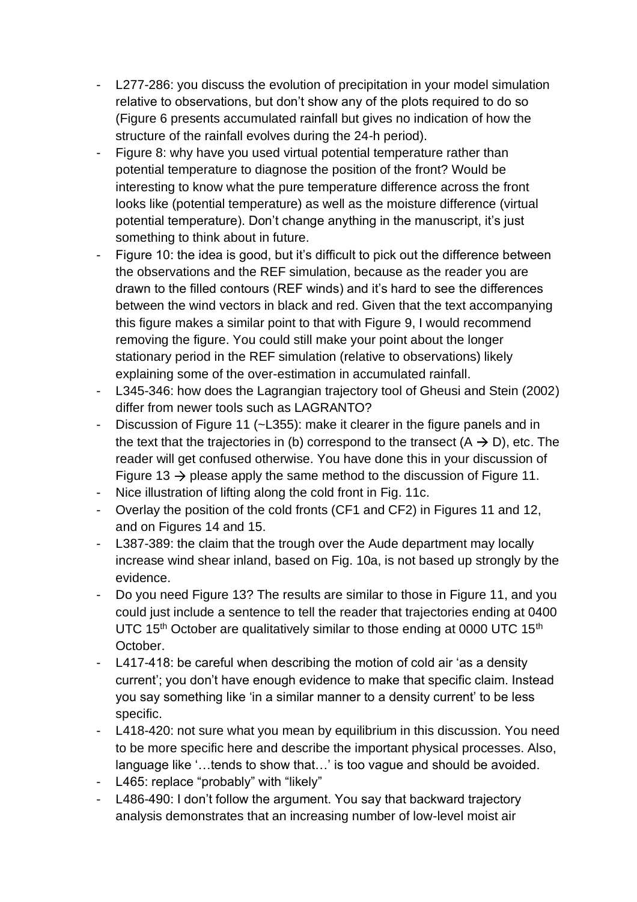- L277-286: you discuss the evolution of precipitation in your model simulation relative to observations, but don't show any of the plots required to do so (Figure 6 presents accumulated rainfall but gives no indication of how the structure of the rainfall evolves during the 24-h period).
- Figure 8: why have you used virtual potential temperature rather than potential temperature to diagnose the position of the front? Would be interesting to know what the pure temperature difference across the front looks like (potential temperature) as well as the moisture difference (virtual potential temperature). Don't change anything in the manuscript, it's just something to think about in future.
- Figure 10: the idea is good, but it's difficult to pick out the difference between the observations and the REF simulation, because as the reader you are drawn to the filled contours (REF winds) and it's hard to see the differences between the wind vectors in black and red. Given that the text accompanying this figure makes a similar point to that with Figure 9, I would recommend removing the figure. You could still make your point about the longer stationary period in the REF simulation (relative to observations) likely explaining some of the over-estimation in accumulated rainfall.
- L345-346: how does the Lagrangian trajectory tool of Gheusi and Stein (2002) differ from newer tools such as LAGRANTO?
- Discussion of Figure 11 (~L355): make it clearer in the figure panels and in the text that the trajectories in (b) correspond to the transect (A → D), etc. The reader will get confused otherwise. You have done this in your discussion of Figure 13 → please apply the same method to the discussion of Figure 11.
- Nice illustration of lifting along the cold front in Fig. 11c.
- Overlay the position of the cold fronts (CF1 and CF2) in Figures 11 and 12, and on Figures 14 and 15.
- L387-389: the claim that the trough over the Aude department may locally increase wind shear inland, based on Fig. 10a, is not based up strongly by the evidence.
- Do you need Figure 13? The results are similar to those in Figure 11, and you could just include a sentence to tell the reader that trajectories ending at 0400 UTC 15th October are qualitatively similar to those ending at 0000 UTC 15th October.
- L417-418: be careful when describing the motion of cold air 'as a density current'; you don't have enough evidence to make that specific claim. Instead you say something like 'in a similar manner to a density current' to be less specific.
- L418-420: not sure what you mean by equilibrium in this discussion. You need to be more specific here and describe the important physical processes. Also, language like '…tends to show that…' is too vague and should be avoided.
- L465: replace "probably" with "likely"
- L486-490: I don't follow the argument. You say that backward trajectory analysis demonstrates that an increasing number of low-level moist air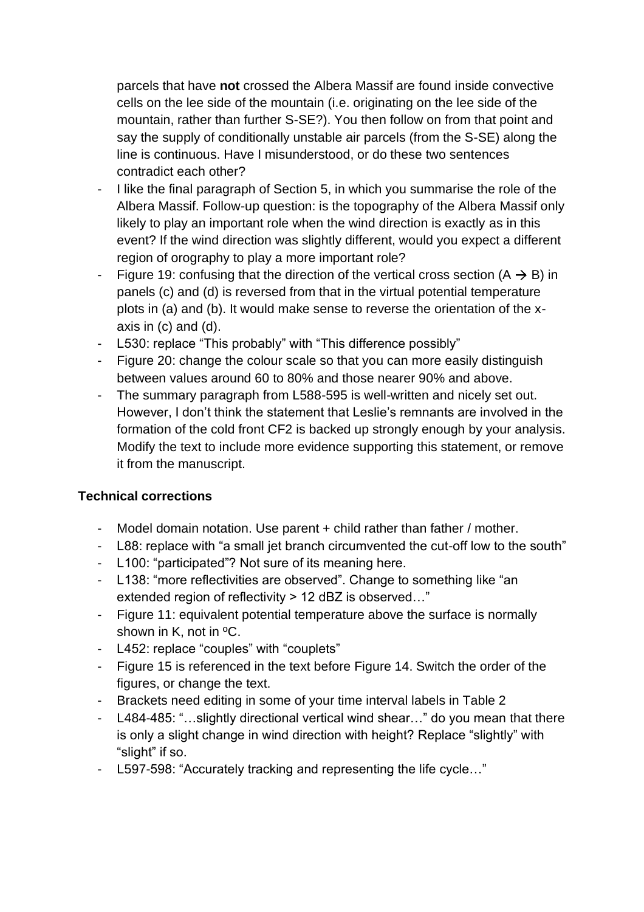parcels that have **not** crossed the Albera Massif are found inside convective cells on the lee side of the mountain (i.e. originating on the lee side of the mountain, rather than further S-SE?). You then follow on from that point and say the supply of conditionally unstable air parcels (from the S-SE) along the line is continuous. Have I misunderstood, or do these two sentences contradict each other?

- I like the final paragraph of Section 5, in which you summarise the role of the Albera Massif. Follow-up question: is the topography of the Albera Massif only likely to play an important role when the wind direction is exactly as in this event? If the wind direction was slightly different, would you expect a different region of orography to play a more important role?
- Figure 19: confusing that the direction of the vertical cross section (A → B) in panels (c) and (d) is reversed from that in the virtual potential temperature plots in (a) and (b). It would make sense to reverse the orientation of the x-axis in (c) and (d).
- L530: replace "This probably" with "This difference possibly"
- Figure 20: change the colour scale so that you can more easily distinguish between values around 60 to 80% and those nearer 90% and above.
- The summary paragraph from L588-595 is well-written and nicely set out. However, I don't think the statement that Leslie's remnants are involved in the formation of the cold front CF2 is backed up strongly enough by your analysis. Modify the text to include more evidence supporting this statement, or remove it from the manuscript.

**Technical corrections**

- Model domain notation. Use parent + child rather than father / mother.
- L88: replace with "a small jet branch circumvented the cut-off low to the south"
- L100: "participated"? Not sure of its meaning here.
- L138: "more reflectivities are observed". Change to something like "an extended region of reflectivity > 12 dBZ is observed…"
- Figure 11: equivalent potential temperature above the surface is normally shown in K, not in ºC.
- L452: replace "couples" with "couplets"
- Figure 15 is referenced in the text before Figure 14. Switch the order of the figures, or change the text.
- Brackets need editing in some of your time interval labels in Table 2
- L484-485: "…slightly directional vertical wind shear…" do you mean that there is only a slight change in wind direction with height? Replace "slightly" with "slight" if so.
- L597-598: "Accurately tracking and representing the life cycle…"